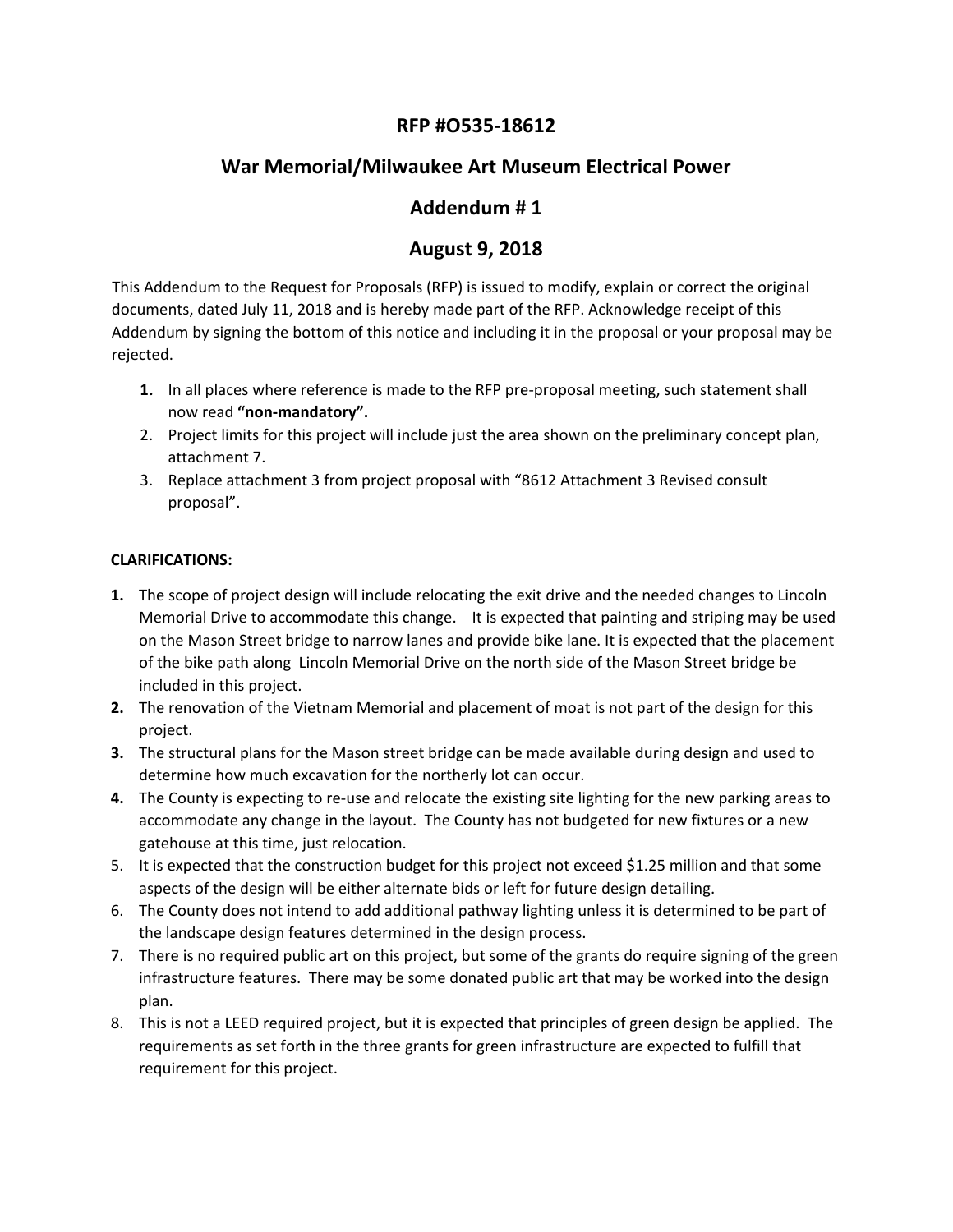# RFP #O535-18612

## War Memorial/Milwaukee Art Museum Electrical Power

## Addendum # 1

## August 9, 2018

This Addendum to the Request for Proposals (RFP) is issued to modify, explain or correct the original documents, dated July 11, 2018 and is hereby made part of the RFP. Acknowledge receipt of this Addendum by signing the bottom of this notice and including it in the proposal or your proposal may be rejected.

1. In all places where reference is made to the RFP pre-proposal meeting, such statement shall now read **"non-mandatory".**
2. Project limits for this project will include just the area shown on the preliminary concept plan, attachment 7.
3. Replace attachment 3 from project proposal with "8612 Attachment 3 Revised consult proposal".

**CLARIFICATIONS:**

1. The scope of project design will include relocating the exit drive and the needed changes to Lincoln Memorial Drive to accommodate this change. It is expected that painting and striping may be used on the Mason Street bridge to narrow lanes and provide bike lane. It is expected that the placement of the bike path along Lincoln Memorial Drive on the north side of the Mason Street bridge be included in this project.
2. The renovation of the Vietnam Memorial and placement of moat is not part of the design for this project.
3. The structural plans for the Mason street bridge can be made available during design and used to determine how much excavation for the northerly lot can occur.
4. The County is expecting to re-use and relocate the existing site lighting for the new parking areas to accommodate any change in the layout. The County has not budgeted for new fixtures or a new gatehouse at this time, just relocation.
5. It is expected that the construction budget for this project not exceed $1.25 million and that some aspects of the design will be either alternate bids or left for future design detailing.
6. The County does not intend to add additional pathway lighting unless it is determined to be part of the landscape design features determined in the design process.
7. There is no required public art on this project, but some of the grants do require signing of the green infrastructure features. There may be some donated public art that may be worked into the design plan.
8. This is not a LEED required project, but it is expected that principles of green design be applied. The requirements as set forth in the three grants for green infrastructure are expected to fulfill that requirement for this project.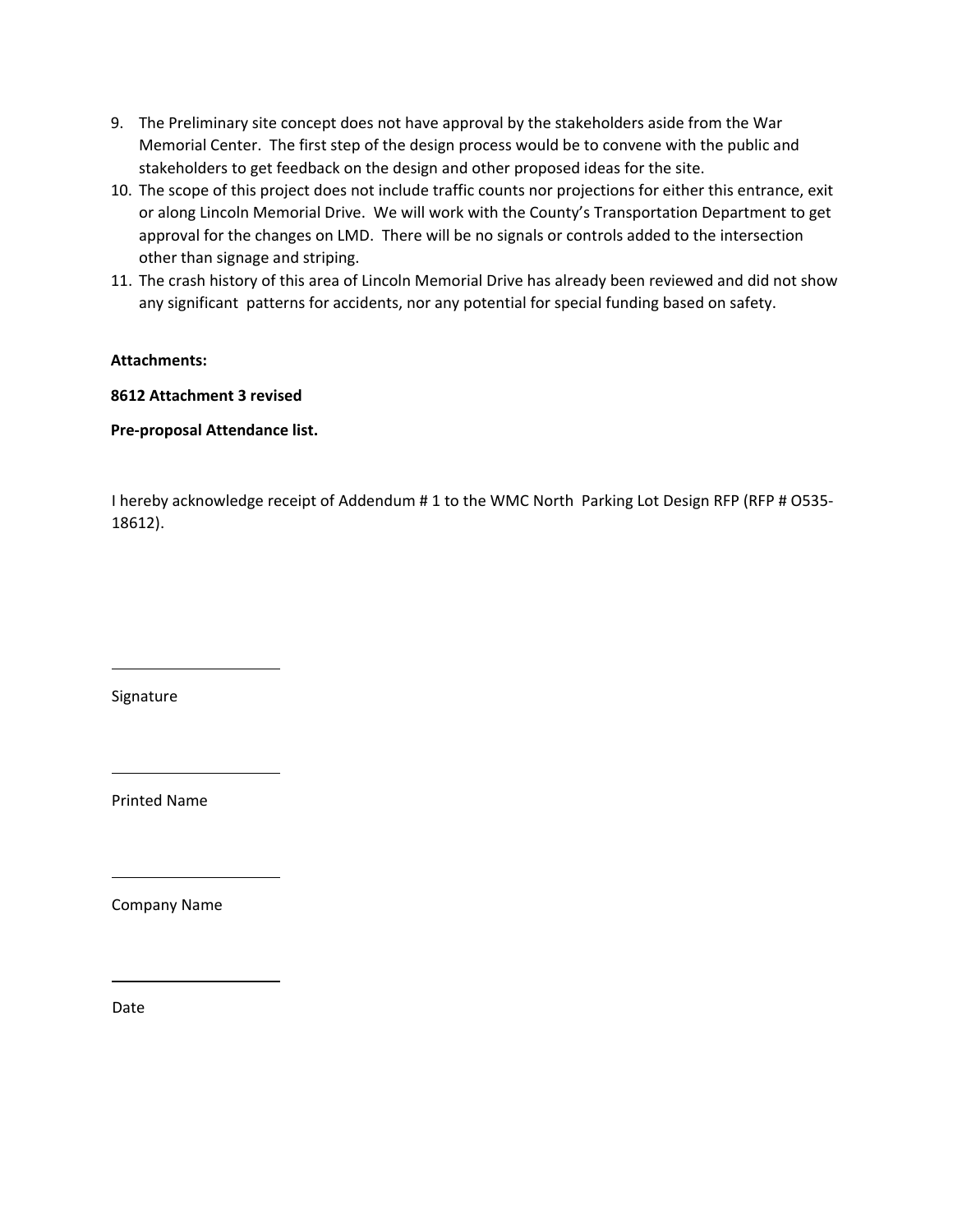9. The Preliminary site concept does not have approval by the stakeholders aside from the War Memorial Center. The first step of the design process would be to convene with the public and stakeholders to get feedback on the design and other proposed ideas for the site.
10. The scope of this project does not include traffic counts nor projections for either this entrance, exit or along Lincoln Memorial Drive. We will work with the County's Transportation Department to get approval for the changes on LMD. There will be no signals or controls added to the intersection other than signage and striping.
11. The crash history of this area of Lincoln Memorial Drive has already been reviewed and did not show any significant patterns for accidents, nor any potential for special funding based on safety.

**Attachments:**

**8612 Attachment 3 revised**

**Pre-proposal Attendance list.**

I hereby acknowledge receipt of Addendum # 1 to the WMC North Parking Lot Design RFP (RFP # O535-18612).

\_\_\_\_\_\_\_\_\_\_\_\_\_\_\_\_\_\_\_\_

Signature

\_\_\_\_\_\_\_\_\_\_\_\_\_\_\_\_\_\_\_\_

Printed Name

\_\_\_\_\_\_\_\_\_\_\_\_\_\_\_\_\_\_\_\_

Company Name

\_\_\_\_\_\_\_\_\_\_\_\_\_\_\_\_\_\_\_\_

Date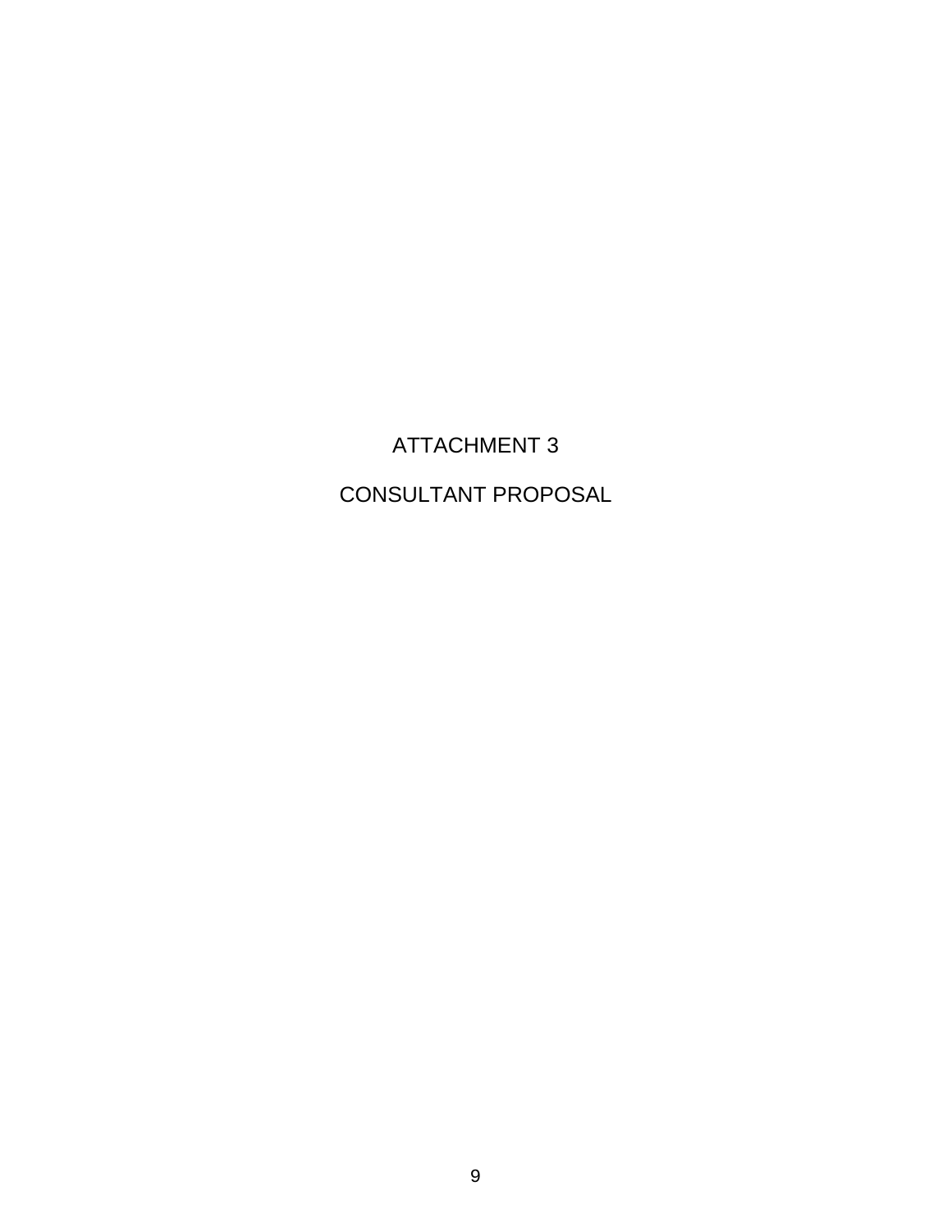# ATTACHMENT 3

# CONSULTANT PROPOSAL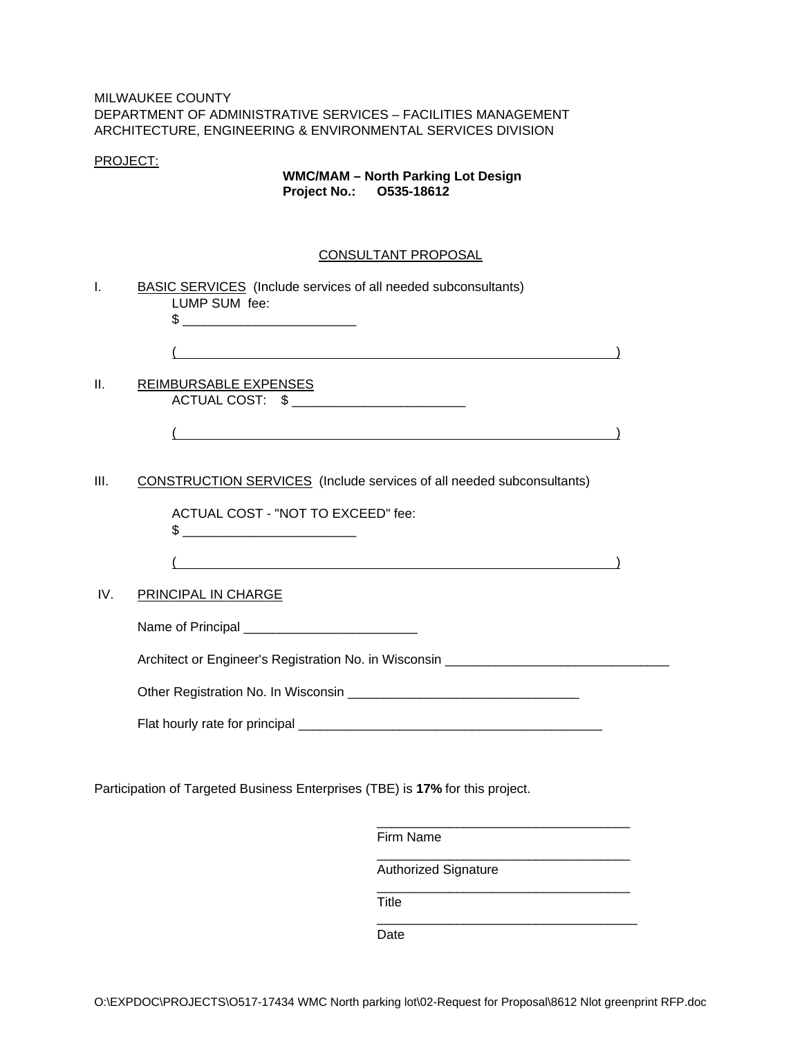MILWAUKEE COUNTY
DEPARTMENT OF ADMINISTRATIVE SERVICES – FACILITIES MANAGEMENT
ARCHITECTURE, ENGINEERING & ENVIRONMENTAL SERVICES DIVISION

PROJECT:

**WMC/MAM – North Parking Lot Design**
**Project No.: O535-18612**

## CONSULTANT PROPOSAL

I. BASIC SERVICES (Include services of all needed subconsultants)

LUMP SUM fee:

$ ________________________

( )

II. REIMBURSABLE EXPENSES

ACTUAL COST: $ ________________________

( )

III. CONSTRUCTION SERVICES (Include services of all needed subconsultants)

ACTUAL COST - "NOT TO EXCEED" fee:

$ ________________________

( )

IV. PRINCIPAL IN CHARGE

Name of Principal ________________________

Architect or Engineer's Registration No. in Wisconsin _______________________________

Other Registration No. In Wisconsin ________________________________

Flat hourly rate for principal ___________________________________________

Participation of Targeted Business Enterprises (TBE) is **17%** for this project.

___________________________________
Firm Name

___________________________________
Authorized Signature

___________________________________
Title

___________________________________
Date

O:\EXPDOC\PROJECTS\O517-17434 WMC North parking lot\02-Request for Proposal\8612 Nlot greenprint RFP.doc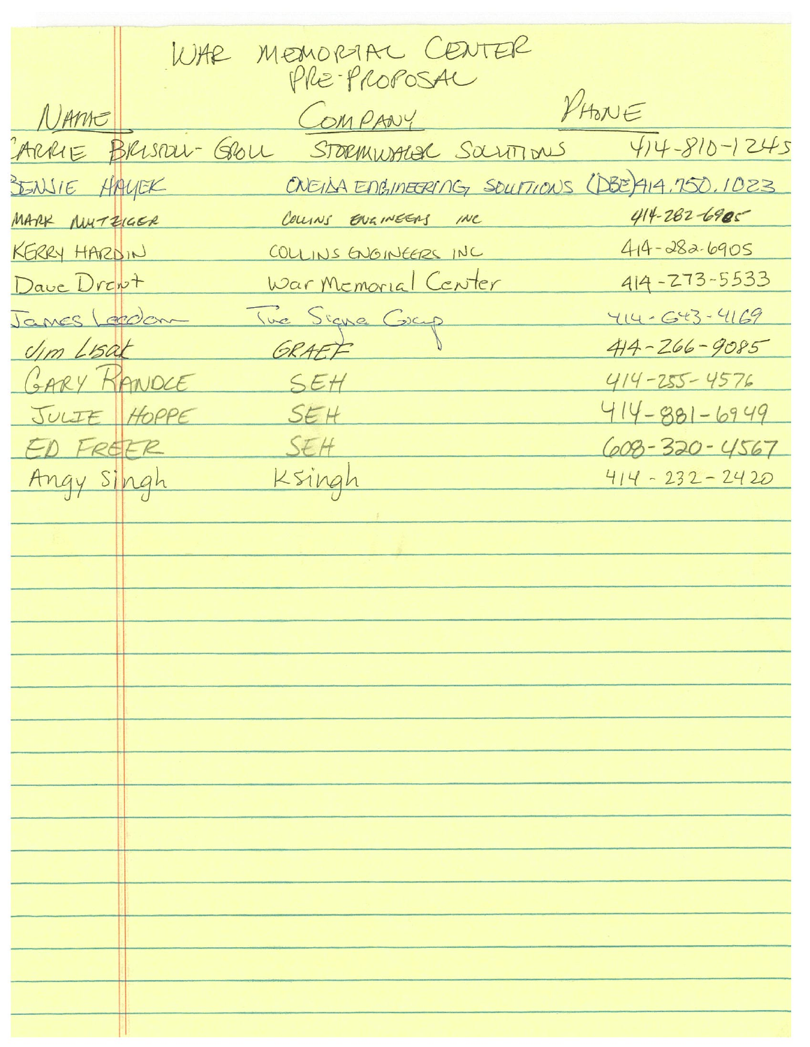# WAR MEMORIAL CENTER
## PRE-PROPOSAL

| NAME | COMPANY | PHONE |
|---|---|---|
| CARRIE BRISTOW-GROLL | STORMWATER SOLUTIONS | 414-810-1245 |
| BENNIE HAYEK | ONEIDA ENGINEERING SOLUTIONS (DBE) | 414.750.1023 |
| MARK NUTZEIGER | COLLINS ENGINEERS INC | 414-282-6905 |
| KERRY HARDIN | COLLINS ENGINEERS INC | 414-282-6905 |
| Dave Drent | War Memorial Center | 414-273-5533 |
| James Leedom | The Sigma Group | 414-643-4169 |
| Jim Lisak | GRAEF | 414-266-9085 |
| GARY RANDOLE | SEH | 414-255-4576 |
| JULIE HOPPE | SEH | 414-881-6949 |
| ED FREER | SEH | 608-320-4567 |
| Angy Singh | KSingh | 414-232-2420 |